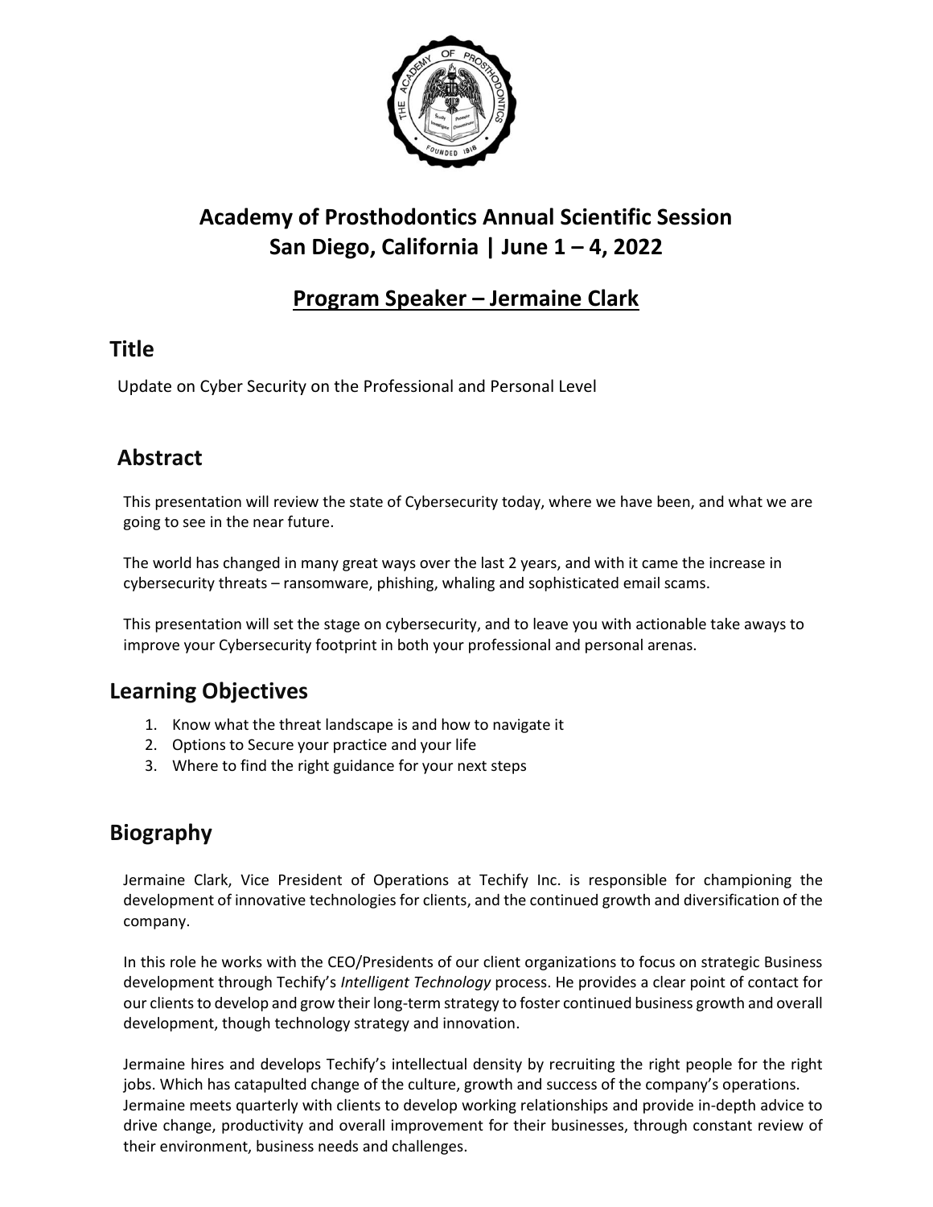# Academy of Prosthodontics Annual Scientific Session
# San Diego, California | June 1 – 4, 2022

## Program Speaker – Jermaine Clark

## Title

Update on Cyber Security on the Professional and Personal Level

## Abstract

This presentation will review the state of Cybersecurity today, where we have been, and what we are going to see in the near future.

The world has changed in many great ways over the last 2 years, and with it came the increase in cybersecurity threats – ransomware, phishing, whaling and sophisticated email scams.

This presentation will set the stage on cybersecurity, and to leave you with actionable take aways to improve your Cybersecurity footprint in both your professional and personal arenas.

## Learning Objectives

1. Know what the threat landscape is and how to navigate it
2. Options to Secure your practice and your life
3. Where to find the right guidance for your next steps

## Biography

Jermaine Clark, Vice President of Operations at Techify Inc. is responsible for championing the development of innovative technologies for clients, and the continued growth and diversification of the company.

In this role he works with the CEO/Presidents of our client organizations to focus on strategic Business development through Techify's *Intelligent Technology* process. He provides a clear point of contact for our clients to develop and grow their long-term strategy to foster continued business growth and overall development, though technology strategy and innovation.

Jermaine hires and develops Techify's intellectual density by recruiting the right people for the right jobs. Which has catapulted change of the culture, growth and success of the company's operations. Jermaine meets quarterly with clients to develop working relationships and provide in-depth advice to drive change, productivity and overall improvement for their businesses, through constant review of their environment, business needs and challenges.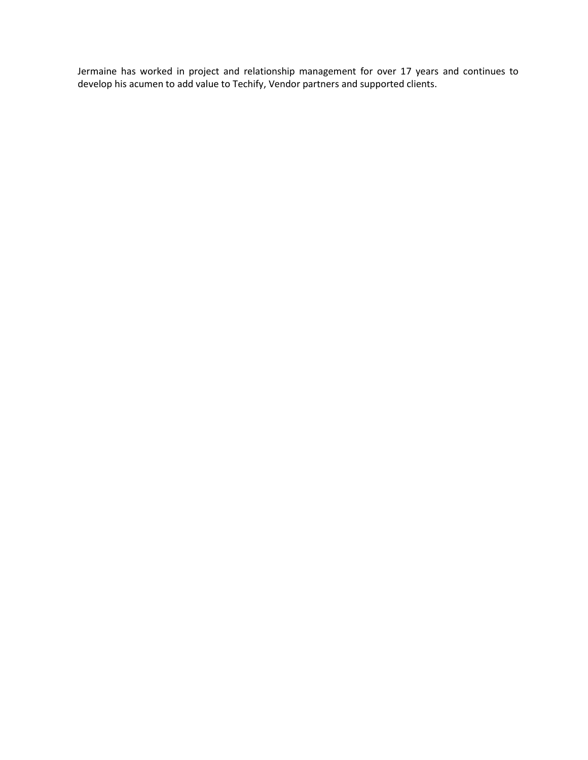Jermaine has worked in project and relationship management for over 17 years and continues to develop his acumen to add value to Techify, Vendor partners and supported clients.